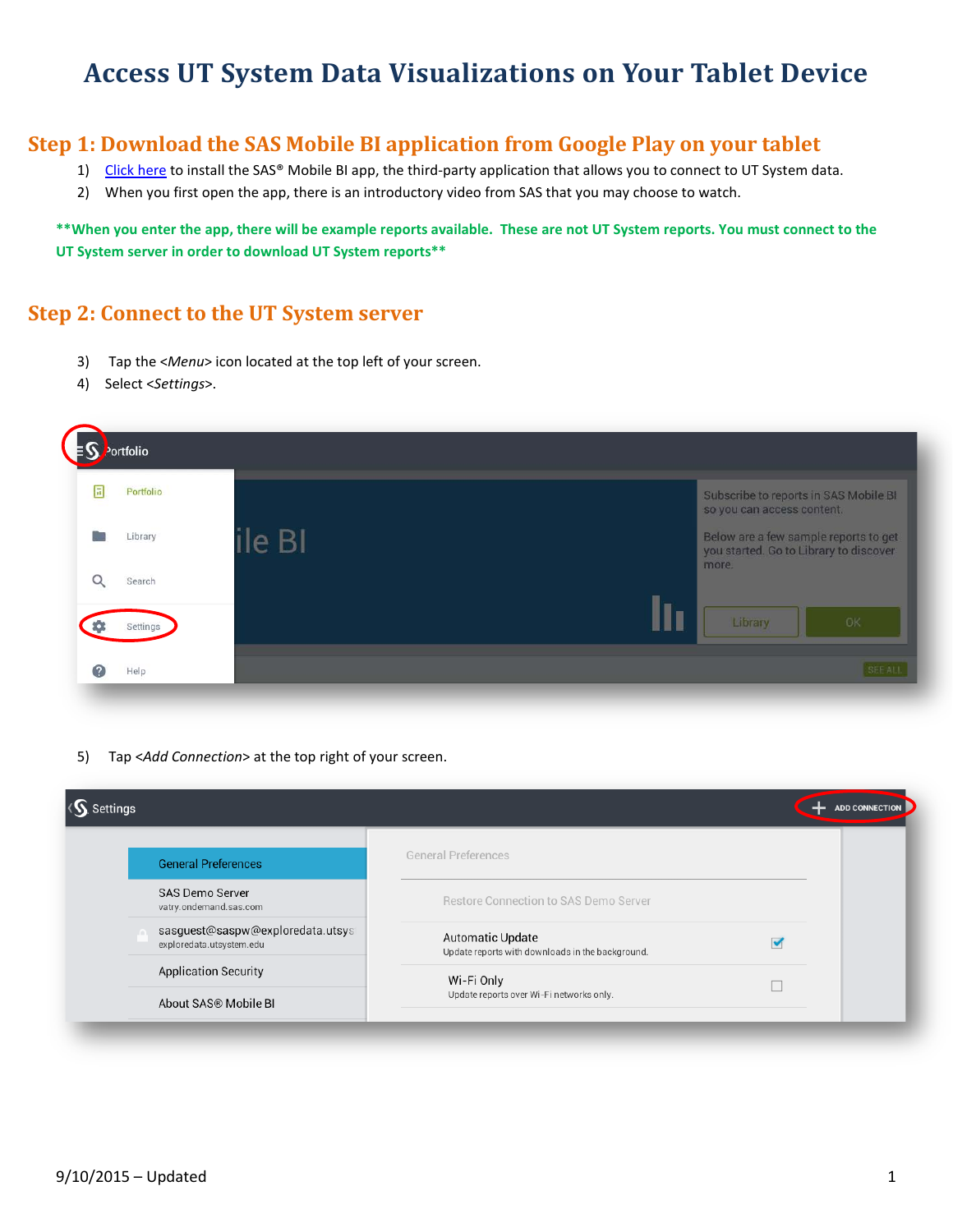# Access UT System Data Visualizations on Your Tablet Device

## Step 1: Download the SAS Mobile BI application from Google Play on your tablet

1) Click here to install the SAS® Mobile BI app, the third-party application that allows you to connect to UT System data.
2) When you first open the app, there is an introductory video from SAS that you may choose to watch.

****When you enter the app, there will be example reports available. These are not UT System reports. You must connect to the UT System server in order to download UT System reports****

## Step 2: Connect to the UT System server

3) Tap the <*Menu*> icon located at the top left of your screen.
4) Select <*Settings*>.

5) Tap <*Add Connection*> at the top right of your screen.

9/10/2015 – Updated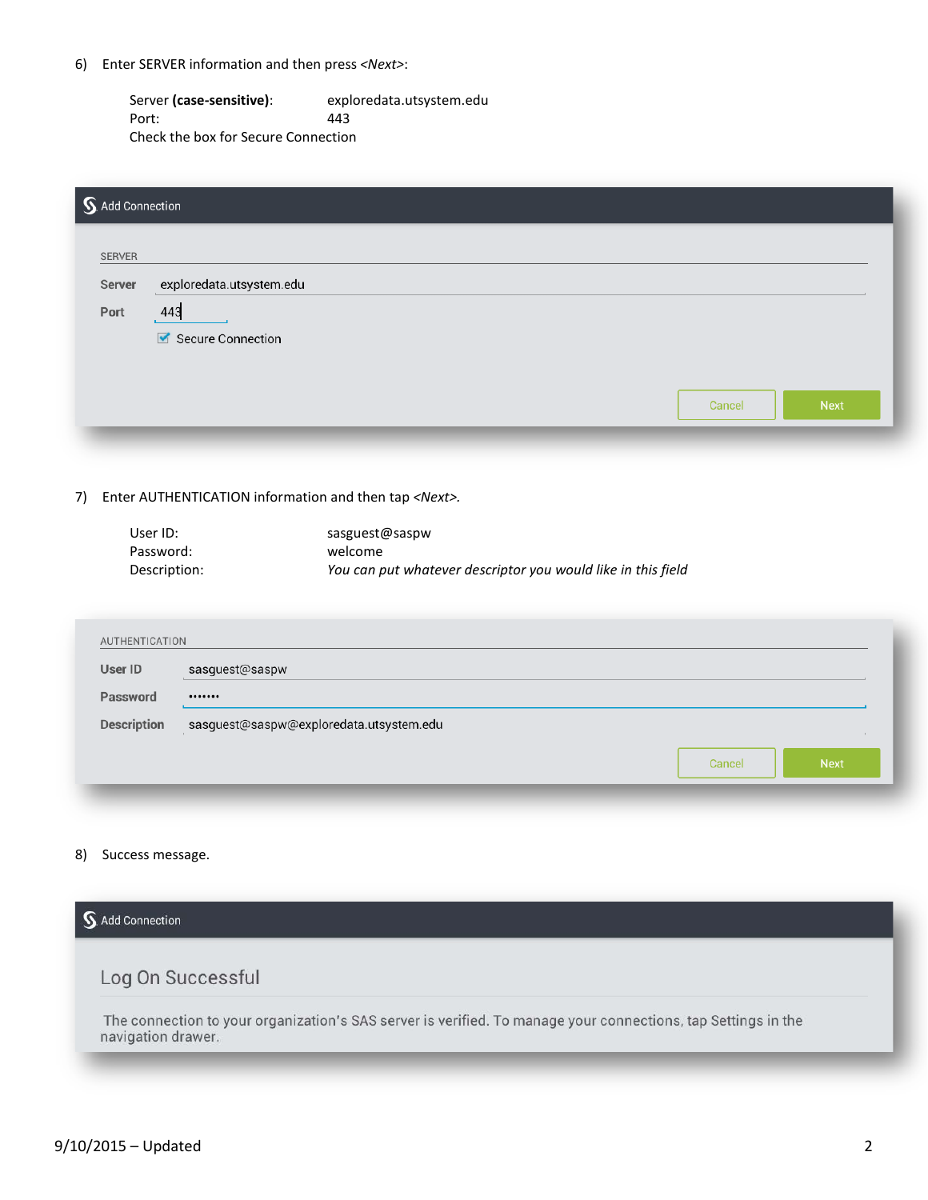6) Enter SERVER information and then press *<Next>*:

| | |
|---|---|
| Server **(case-sensitive)**: | exploredata.utsystem.edu |
| Port: | 443 |
| Check the box for Secure Connection | |

Add Connection

SERVER

Server exploredata.utsystem.edu

Port 443

Secure Connection

Cancel Next

7) Enter AUTHENTICATION information and then tap *<Next>*.

| | |
|---|---|
| User ID: | sasguest@saspw |
| Password: | welcome |
| Description: | *You can put whatever descriptor you would like in this field* |

AUTHENTICATION

User ID sasguest@saspw

Password •••••••

Description sasguest@saspw@exploredata.utsystem.edu

Cancel Next

8) Success message.

Add Connection

Log On Successful

The connection to your organization's SAS server is verified. To manage your connections, tap Settings in the navigation drawer.

9/10/2015 – Updated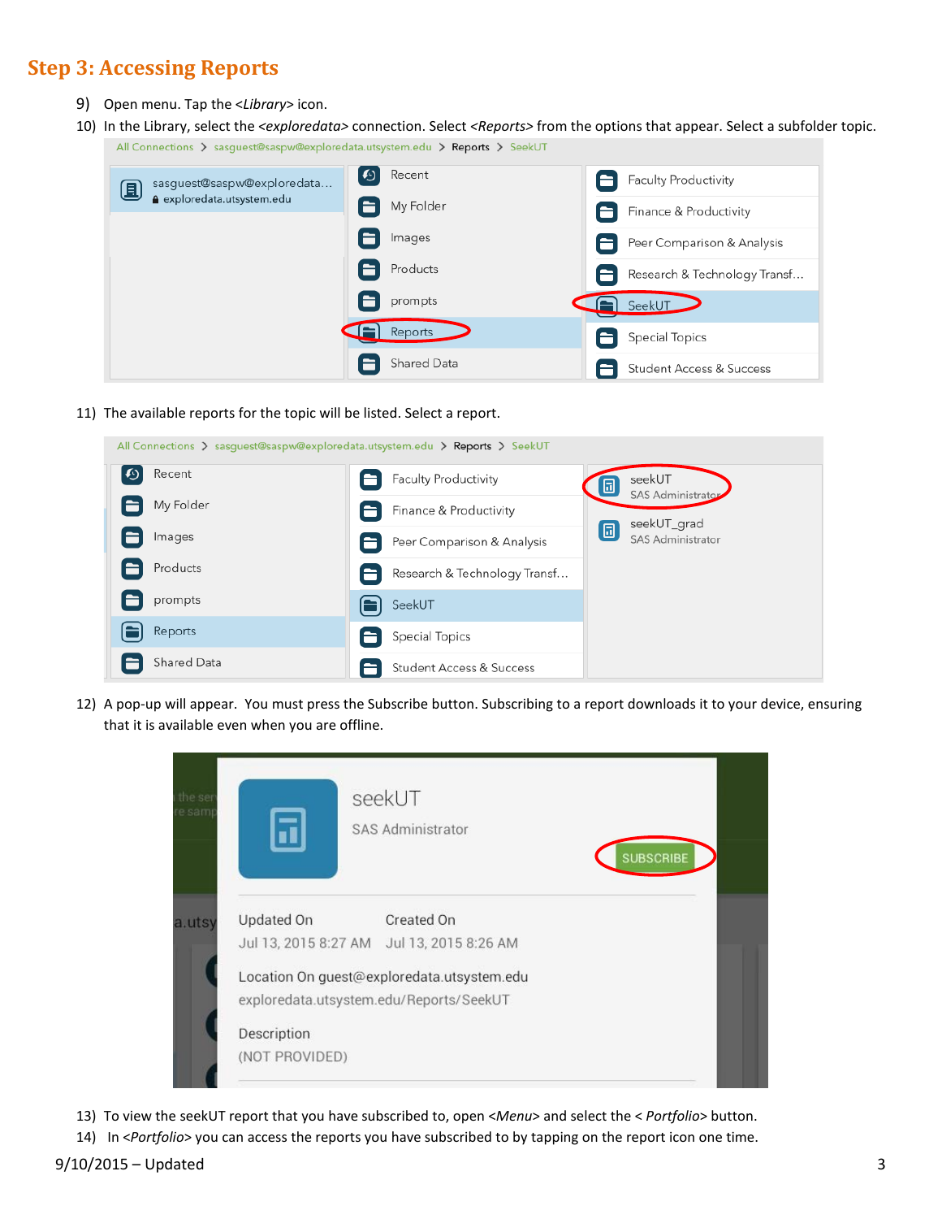## Step 3: Accessing Reports

9) Open menu. Tap the <*Library*> icon.
10) In the Library, select the <*exploredata*> connection. Select <*Reports*> from the options that appear. Select a subfolder topic.
11) The available reports for the topic will be listed. Select a report.
12) A pop-up will appear. You must press the Subscribe button. Subscribing to a report downloads it to your device, ensuring that it is available even when you are offline.
13) To view the seekUT report that you have subscribed to, open <*Menu*> and select the < *Portfolio*> button.
14) In <*Portfolio*> you can access the reports you have subscribed to by tapping on the report icon one time.

9/10/2015 – Updated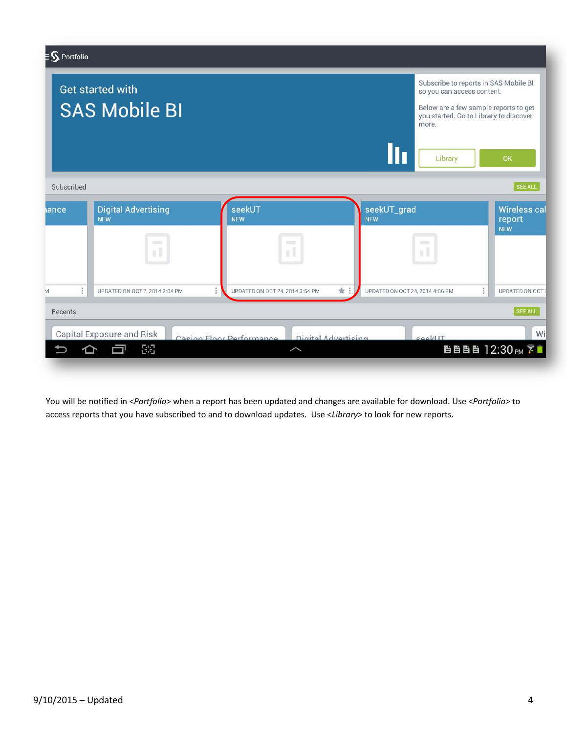You will be notified in <*Portfolio*> when a report has been updated and changes are available for download. Use <*Portfolio*> to access reports that you have subscribed to and to download updates. Use <*Library*> to look for new reports.

9/10/2015 – Updated